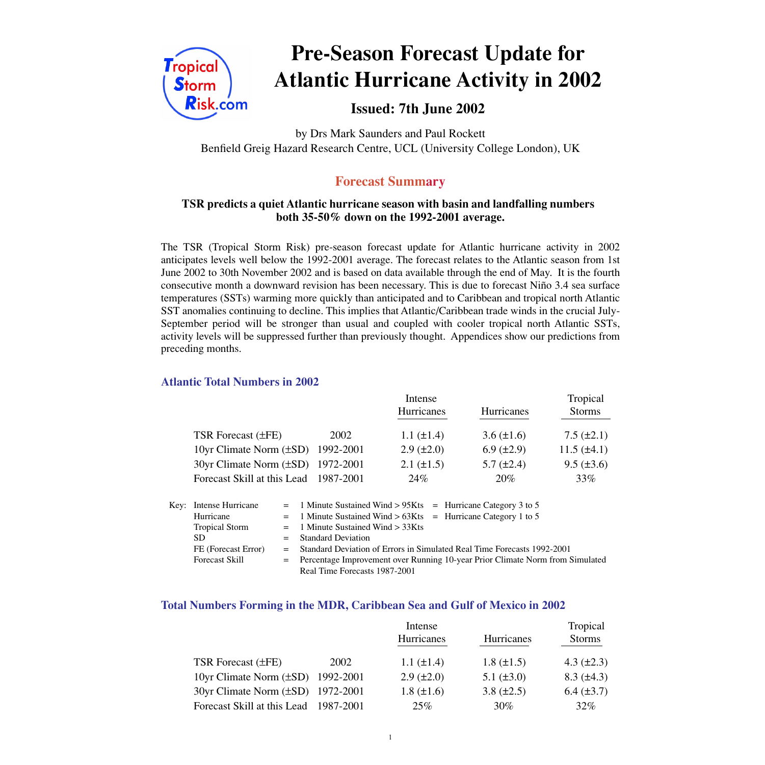# Pre-Season Forecast Update for Atlantic Hurricane Activity in 2002

## Issued: 7th June 2002

by Drs Mark Saunders and Paul Rockett
Benfield Greig Hazard Research Centre, UCL (University College London), UK

## Forecast Summary

**TSR predicts a quiet Atlantic hurricane season with basin and landfalling numbers both 35-50% down on the 1992-2001 average.**

The TSR (Tropical Storm Risk) pre-season forecast update for Atlantic hurricane activity in 2002 anticipates levels well below the 1992-2001 average. The forecast relates to the Atlantic season from 1st June 2002 to 30th November 2002 and is based on data available through the end of May. It is the fourth consecutive month a downward revision has been necessary. This is due to forecast Niño 3.4 sea surface temperatures (SSTs) warming more quickly than anticipated and to Caribbean and tropical north Atlantic SST anomalies continuing to decline. This implies that Atlantic/Caribbean trade winds in the crucial July-September period will be stronger than usual and coupled with cooler tropical north Atlantic SSTs, activity levels will be suppressed further than previously thought. Appendices show our predictions from preceding months.

### Atlantic Total Numbers in 2002

| | | Intense Hurricanes | Hurricanes | Tropical Storms |
|---|---|---|---|---|
| TSR Forecast (±FE) | 2002 | 1.1 (±1.4) | 3.6 (±1.6) | 7.5 (±2.1) |
| 10yr Climate Norm (±SD) | 1992-2001 | 2.9 (±2.0) | 6.9 (±2.9) | 11.5 (±4.1) |
| 30yr Climate Norm (±SD) | 1972-2001 | 2.1 (±1.5) | 5.7 (±2.4) | 9.5 (±3.6) |
| Forecast Skill at this Lead | 1987-2001 | 24% | 20% | 33% |

Key:

| | | | | |
|---|---|---|---|---|
| Intense Hurricane | = | 1 Minute Sustained Wind > 95Kts | = | Hurricane Category 3 to 5 |
| Hurricane | = | 1 Minute Sustained Wind > 63Kts | = | Hurricane Category 1 to 5 |
| Tropical Storm | = | 1 Minute Sustained Wind > 33Kts | | |
| SD | = | Standard Deviation | | |
| FE (Forecast Error) | = | Standard Deviation of Errors in Simulated Real Time Forecasts 1992-2001 | | |
| Forecast Skill | = | Percentage Improvement over Running 10-year Prior Climate Norm from Simulated Real Time Forecasts 1987-2001 | | |

### Total Numbers Forming in the MDR, Caribbean Sea and Gulf of Mexico in 2002

| | | Intense Hurricanes | Hurricanes | Tropical Storms |
|---|---|---|---|---|
| TSR Forecast (±FE) | 2002 | 1.1 (±1.4) | 1.8 (±1.5) | 4.3 (±2.3) |
| 10yr Climate Norm (±SD) | 1992-2001 | 2.9 (±2.0) | 5.1 (±3.0) | 8.3 (±4.3) |
| 30yr Climate Norm (±SD) | 1972-2001 | 1.8 (±1.6) | 3.8 (±2.5) | 6.4 (±3.7) |
| Forecast Skill at this Lead | 1987-2001 | 25% | 30% | 32% |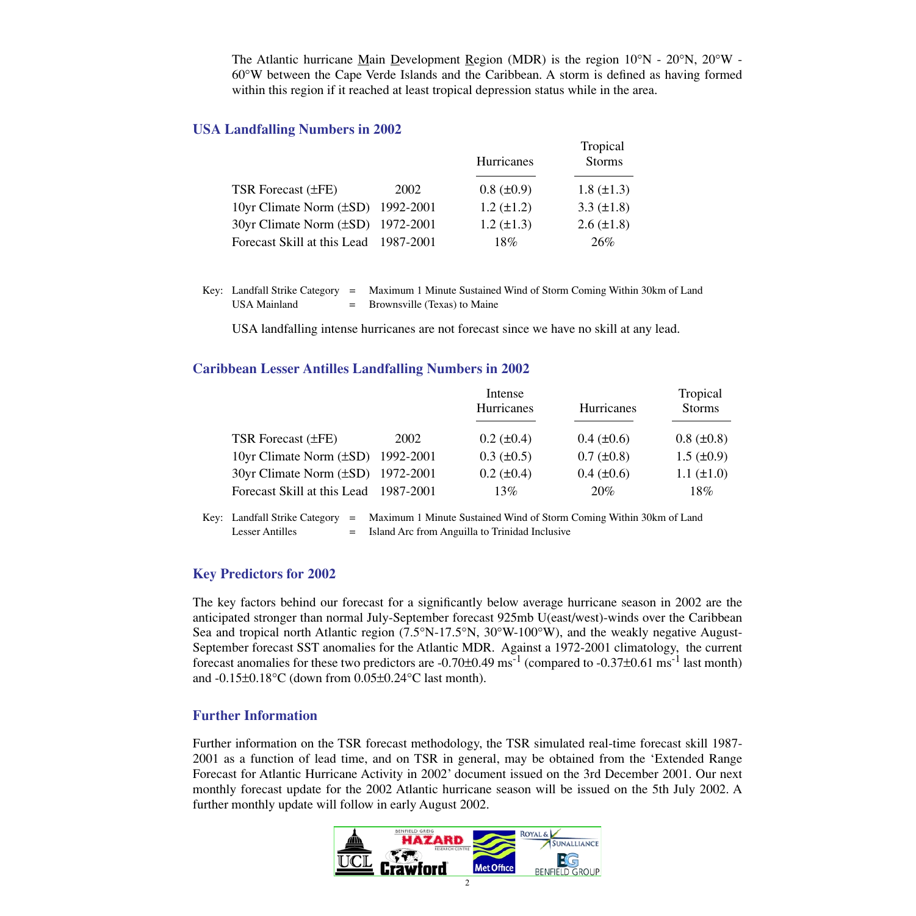The Atlantic hurricane Main Development Region (MDR) is the region 10°N - 20°N, 20°W - 60°W between the Cape Verde Islands and the Caribbean. A storm is defined as having formed within this region if it reached at least tropical depression status while in the area.

## USA Landfalling Numbers in 2002

| | | Hurricanes | Tropical Storms |
|---|---|---|---|
| TSR Forecast (±FE) | 2002 | 0.8 (±0.9) | 1.8 (±1.3) |
| 10yr Climate Norm (±SD) | 1992-2001 | 1.2 (±1.2) | 3.3 (±1.8) |
| 30yr Climate Norm (±SD) | 1972-2001 | 1.2 (±1.3) | 2.6 (±1.8) |
| Forecast Skill at this Lead | 1987-2001 | 18% | 26% |

Key: Landfall Strike Category = Maximum 1 Minute Sustained Wind of Storm Coming Within 30km of Land
USA Mainland = Brownsville (Texas) to Maine

USA landfalling intense hurricanes are not forecast since we have no skill at any lead.

## Caribbean Lesser Antilles Landfalling Numbers in 2002

| | | Intense Hurricanes | Hurricanes | Tropical Storms |
|---|---|---|---|---|
| TSR Forecast (±FE) | 2002 | 0.2 (±0.4) | 0.4 (±0.6) | 0.8 (±0.8) |
| 10yr Climate Norm (±SD) | 1992-2001 | 0.3 (±0.5) | 0.7 (±0.8) | 1.5 (±0.9) |
| 30yr Climate Norm (±SD) | 1972-2001 | 0.2 (±0.4) | 0.4 (±0.6) | 1.1 (±1.0) |
| Forecast Skill at this Lead | 1987-2001 | 13% | 20% | 18% |

Key: Landfall Strike Category = Maximum 1 Minute Sustained Wind of Storm Coming Within 30km of Land
Lesser Antilles = Island Arc from Anguilla to Trinidad Inclusive

## Key Predictors for 2002

The key factors behind our forecast for a significantly below average hurricane season in 2002 are the anticipated stronger than normal July-September forecast 925mb U(east/west)-winds over the Caribbean Sea and tropical north Atlantic region (7.5°N-17.5°N, 30°W-100°W), and the weakly negative August-September forecast SST anomalies for the Atlantic MDR. Against a 1972-2001 climatology, the current forecast anomalies for these two predictors are -0.70±0.49 $ms^{-1}$ (compared to -0.37±0.61 $ms^{-1}$ last month) and -0.15±0.18°C (down from 0.05±0.24°C last month).

## Further Information

Further information on the TSR forecast methodology, the TSR simulated real-time forecast skill 1987-2001 as a function of lead time, and on TSR in general, may be obtained from the 'Extended Range Forecast for Atlantic Hurricane Activity in 2002' document issued on the 3rd December 2001. Our next monthly forecast update for the 2002 Atlantic hurricane season will be issued on the 5th July 2002. A further monthly update will follow in early August 2002.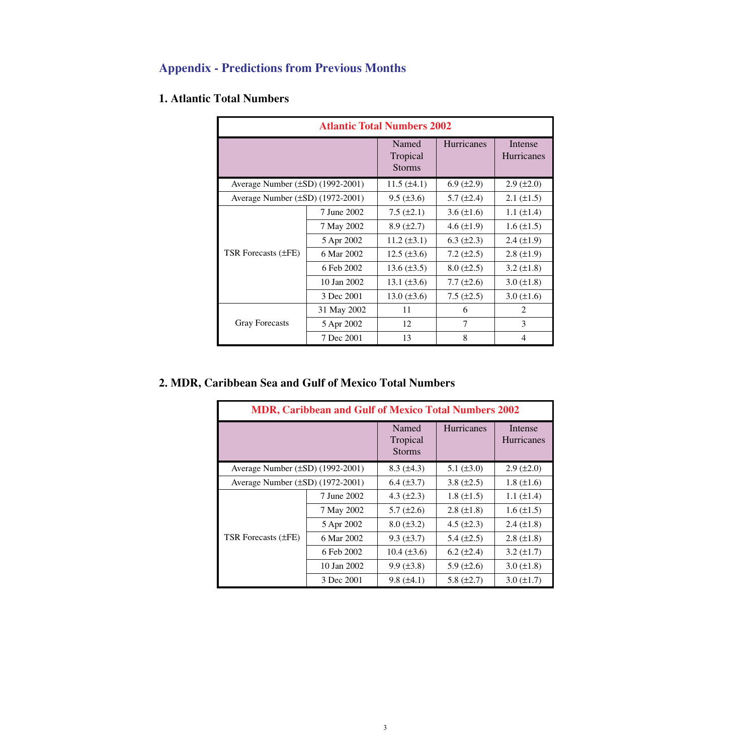# Appendix - Predictions from Previous Months

## 1. Atlantic Total Numbers

| Atlantic Total Numbers 2002 | | Named Tropical Storms | Hurricanes | Intense Hurricanes |
|---|---|---|---|---|
| Average Number (±SD) (1992-2001) | | 11.5 (±4.1) | 6.9 (±2.9) | 2.9 (±2.0) |
| Average Number (±SD) (1972-2001) | | 9.5 (±3.6) | 5.7 (±2.4) | 2.1 (±1.5) |
| TSR Forecasts (±FE) | 7 June 2002 | 7.5 (±2.1) | 3.6 (±1.6) | 1.1 (±1.4) |
| | 7 May 2002 | 8.9 (±2.7) | 4.6 (±1.9) | 1.6 (±1.5) |
| | 5 Apr 2002 | 11.2 (±3.1) | 6.3 (±2.3) | 2.4 (±1.9) |
| | 6 Mar 2002 | 12.5 (±3.6) | 7.2 (±2.5) | 2.8 (±1.9) |
| | 6 Feb 2002 | 13.6 (±3.5) | 8.0 (±2.5) | 3.2 (±1.8) |
| | 10 Jan 2002 | 13.1 (±3.6) | 7.7 (±2.6) | 3.0 (±1.8) |
| | 3 Dec 2001 | 13.0 (±3.6) | 7.5 (±2.5) | 3.0 (±1.6) |
| Gray Forecasts | 31 May 2002 | 11 | 6 | 2 |
| | 5 Apr 2002 | 12 | 7 | 3 |
| | 7 Dec 2001 | 13 | 8 | 4 |

## 2. MDR, Caribbean Sea and Gulf of Mexico Total Numbers

| MDR, Caribbean and Gulf of Mexico Total Numbers 2002 | | Named Tropical Storms | Hurricanes | Intense Hurricanes |
|---|---|---|---|---|
| Average Number (±SD) (1992-2001) | | 8.3 (±4.3) | 5.1 (±3.0) | 2.9 (±2.0) |
| Average Number (±SD) (1972-2001) | | 6.4 (±3.7) | 3.8 (±2.5) | 1.8 (±1.6) |
| TSR Forecasts (±FE) | 7 June 2002 | 4.3 (±2.3) | 1.8 (±1.5) | 1.1 (±1.4) |
| | 7 May 2002 | 5.7 (±2.6) | 2.8 (±1.8) | 1.6 (±1.5) |
| | 5 Apr 2002 | 8.0 (±3.2) | 4.5 (±2.3) | 2.4 (±1.8) |
| | 6 Mar 2002 | 9.3 (±3.7) | 5.4 (±2.5) | 2.8 (±1.8) |
| | 6 Feb 2002 | 10.4 (±3.6) | 6.2 (±2.4) | 3.2 (±1.7) |
| | 10 Jan 2002 | 9.9 (±3.8) | 5.9 (±2.6) | 3.0 (±1.8) |
| | 3 Dec 2001 | 9.8 (±4.1) | 5.8 (±2.7) | 3.0 (±1.7) |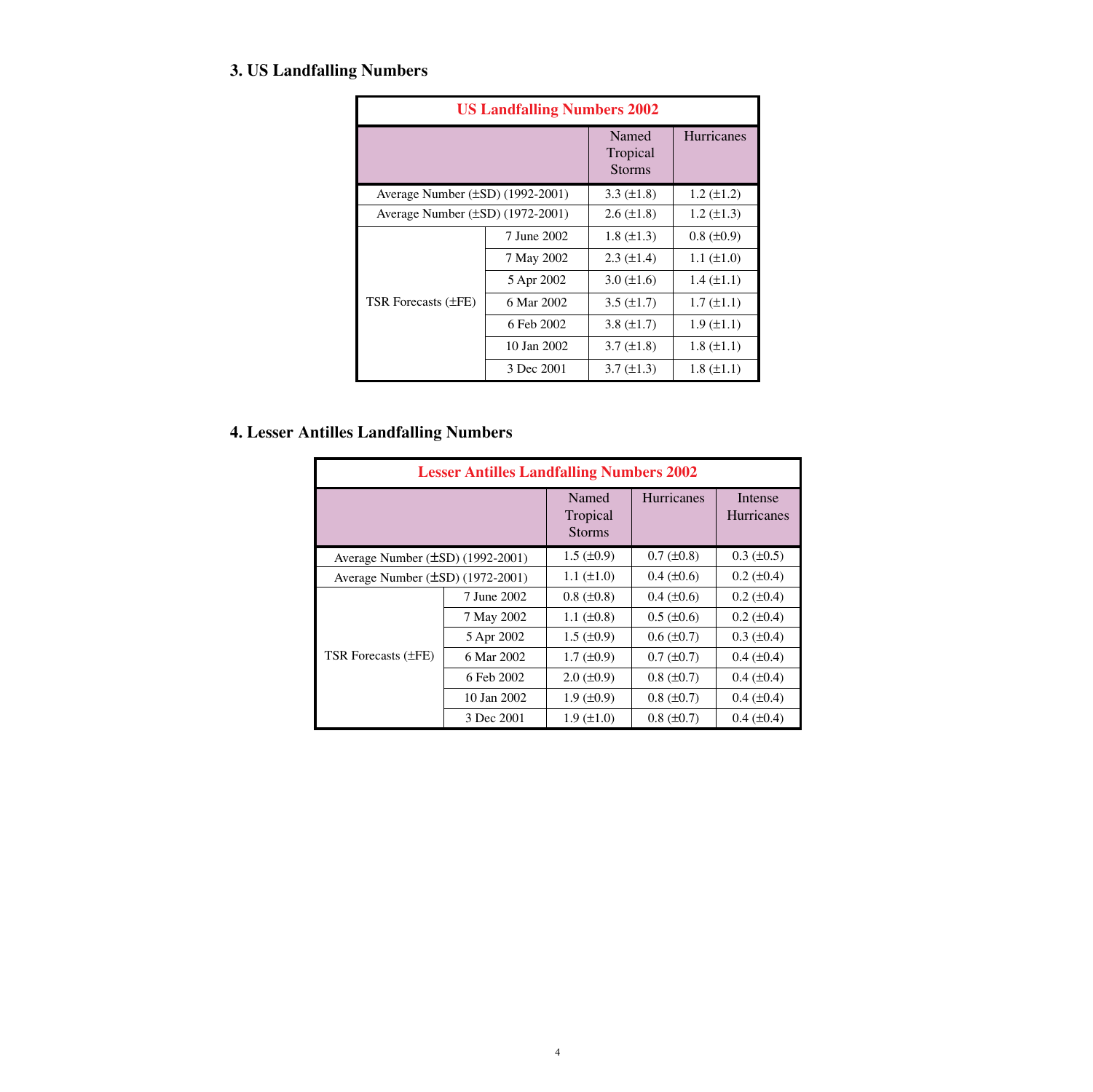## 3. US Landfalling Numbers

| US Landfalling Numbers 2002 | | | |
|---|---|---|---|
| | | Named Tropical Storms | Hurricanes |
| Average Number (±SD) (1992-2001) | | 3.3 (±1.8) | 1.2 (±1.2) |
| Average Number (±SD) (1972-2001) | | 2.6 (±1.8) | 1.2 (±1.3) |
| TSR Forecasts (±FE) | 7 June 2002 | 1.8 (±1.3) | 0.8 (±0.9) |
| | 7 May 2002 | 2.3 (±1.4) | 1.1 (±1.0) |
| | 5 Apr 2002 | 3.0 (±1.6) | 1.4 (±1.1) |
| | 6 Mar 2002 | 3.5 (±1.7) | 1.7 (±1.1) |
| | 6 Feb 2002 | 3.8 (±1.7) | 1.9 (±1.1) |
| | 10 Jan 2002 | 3.7 (±1.8) | 1.8 (±1.1) |
| | 3 Dec 2001 | 3.7 (±1.3) | 1.8 (±1.1) |

## 4. Lesser Antilles Landfalling Numbers

| Lesser Antilles Landfalling Numbers 2002 | | | | |
|---|---|---|---|---|
| | | Named Tropical Storms | Hurricanes | Intense Hurricanes |
| Average Number (±SD) (1992-2001) | | 1.5 (±0.9) | 0.7 (±0.8) | 0.3 (±0.5) |
| Average Number (±SD) (1972-2001) | | 1.1 (±1.0) | 0.4 (±0.6) | 0.2 (±0.4) |
| TSR Forecasts (±FE) | 7 June 2002 | 0.8 (±0.8) | 0.4 (±0.6) | 0.2 (±0.4) |
| | 7 May 2002 | 1.1 (±0.8) | 0.5 (±0.6) | 0.2 (±0.4) |
| | 5 Apr 2002 | 1.5 (±0.9) | 0.6 (±0.7) | 0.3 (±0.4) |
| | 6 Mar 2002 | 1.7 (±0.9) | 0.7 (±0.7) | 0.4 (±0.4) |
| | 6 Feb 2002 | 2.0 (±0.9) | 0.8 (±0.7) | 0.4 (±0.4) |
| | 10 Jan 2002 | 1.9 (±0.9) | 0.8 (±0.7) | 0.4 (±0.4) |
| | 3 Dec 2001 | 1.9 (±1.0) | 0.8 (±0.7) | 0.4 (±0.4) |